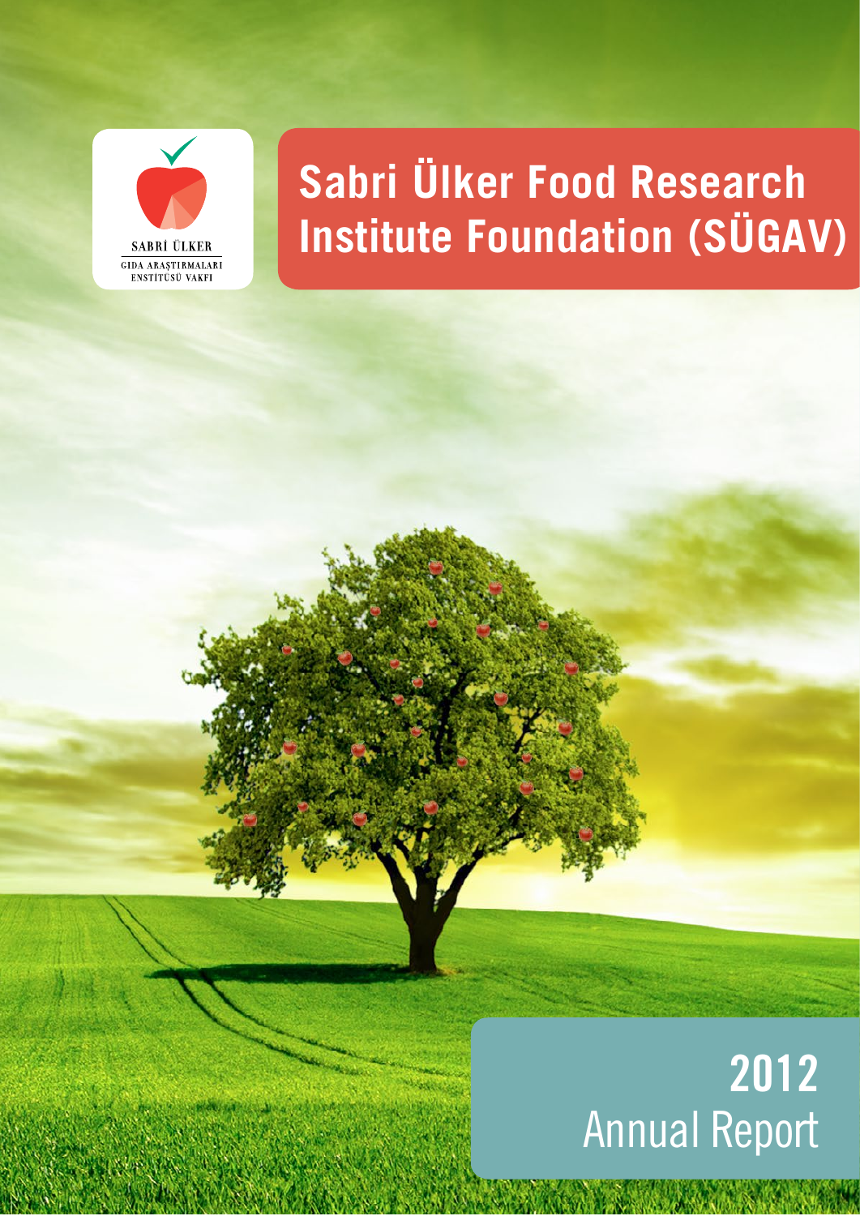SABRİ ÜLKER
GIDA ARAŞTIRMALARI
ENSTİTÜSÜ VAKFI

# Sabri Ülker Food Research Institute Foundation (SÜGAV)

## 2012
## Annual Report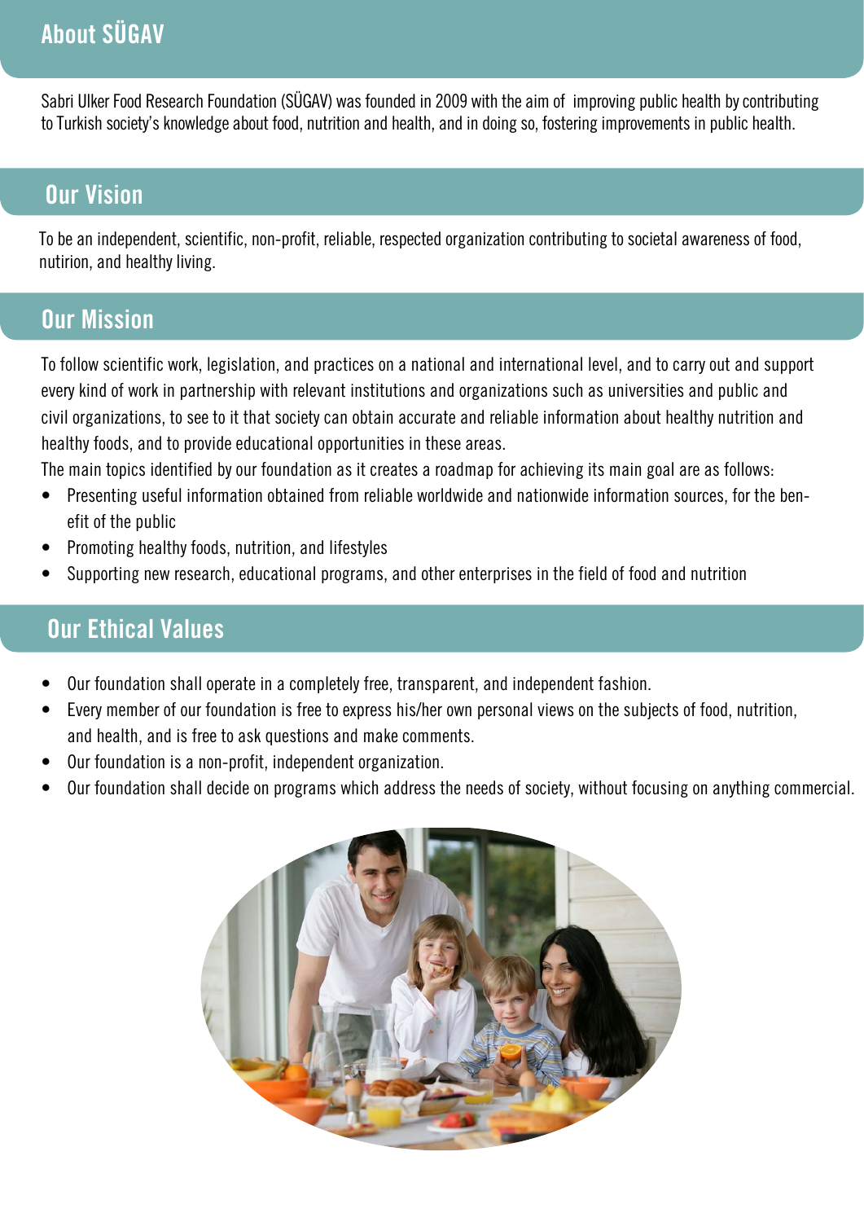## About SÜGAV

Sabri Ulker Food Research Foundation (SÜGAV) was founded in 2009 with the aim of improving public health by contributing to Turkish society's knowledge about food, nutrition and health, and in doing so, fostering improvements in public health.

## Our Vision

To be an independent, scientific, non-profit, reliable, respected organization contributing to societal awareness of food, nutirion, and healthy living.

## Our Mission

To follow scientific work, legislation, and practices on a national and international level, and to carry out and support every kind of work in partnership with relevant institutions and organizations such as universities and public and civil organizations, to see to it that society can obtain accurate and reliable information about healthy nutrition and healthy foods, and to provide educational opportunities in these areas.

The main topics identified by our foundation as it creates a roadmap for achieving its main goal are as follows:

- Presenting useful information obtained from reliable worldwide and nationwide information sources, for the benefit of the public
- Promoting healthy foods, nutrition, and lifestyles
- Supporting new research, educational programs, and other enterprises in the field of food and nutrition

## Our Ethical Values

- Our foundation shall operate in a completely free, transparent, and independent fashion.
- Every member of our foundation is free to express his/her own personal views on the subjects of food, nutrition, and health, and is free to ask questions and make comments.
- Our foundation is a non-profit, independent organization.
- Our foundation shall decide on programs which address the needs of society, without focusing on anything commercial.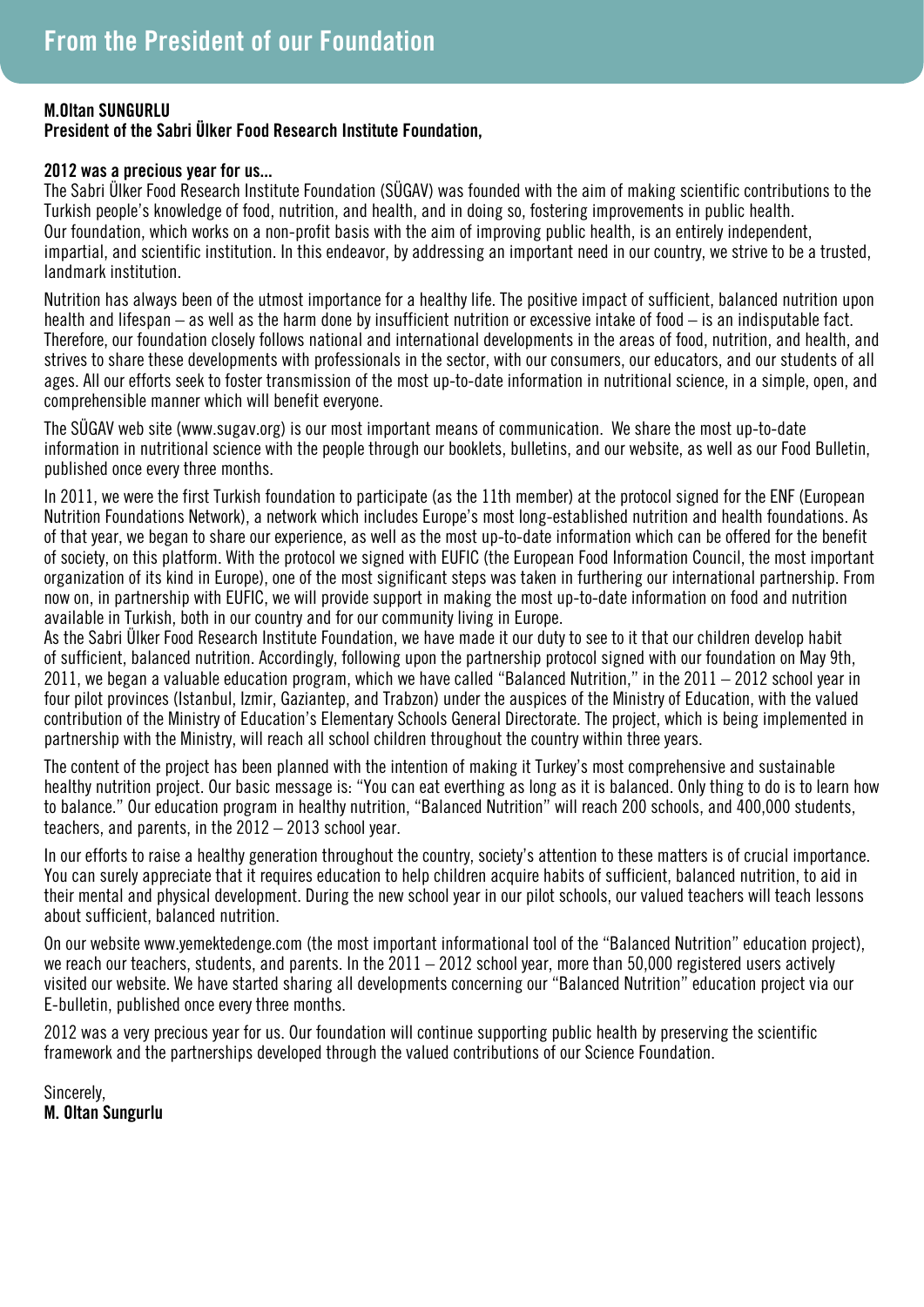# From the President of our Foundation

**M.Oltan SUNGURLU**
**President of the Sabri Ülker Food Research Institute Foundation,**

**2012 was a precious year for us...**

The Sabri Ülker Food Research Institute Foundation (SÜGAV) was founded with the aim of making scientific contributions to the Turkish people's knowledge of food, nutrition, and health, and in doing so, fostering improvements in public health. Our foundation, which works on a non-profit basis with the aim of improving public health, is an entirely independent, impartial, and scientific institution. In this endeavor, by addressing an important need in our country, we strive to be a trusted, landmark institution.

Nutrition has always been of the utmost importance for a healthy life. The positive impact of sufficient, balanced nutrition upon health and lifespan – as well as the harm done by insufficient nutrition or excessive intake of food – is an indisputable fact. Therefore, our foundation closely follows national and international developments in the areas of food, nutrition, and health, and strives to share these developments with professionals in the sector, with our consumers, our educators, and our students of all ages. All our efforts seek to foster transmission of the most up-to-date information in nutritional science, in a simple, open, and comprehensible manner which will benefit everyone.

The SÜGAV web site (www.sugav.org) is our most important means of communication. We share the most up-to-date information in nutritional science with the people through our booklets, bulletins, and our website, as well as our Food Bulletin, published once every three months.

In 2011, we were the first Turkish foundation to participate (as the 11th member) at the protocol signed for the ENF (European Nutrition Foundations Network), a network which includes Europe's most long-established nutrition and health foundations. As of that year, we began to share our experience, as well as the most up-to-date information which can be offered for the benefit of society, on this platform. With the protocol we signed with EUFIC (the European Food Information Council, the most important organization of its kind in Europe), one of the most significant steps was taken in furthering our international partnership. From now on, in partnership with EUFIC, we will provide support in making the most up-to-date information on food and nutrition available in Turkish, both in our country and for our community living in Europe.

As the Sabri Ülker Food Research Institute Foundation, we have made it our duty to see to it that our children develop habit of sufficient, balanced nutrition. Accordingly, following upon the partnership protocol signed with our foundation on May 9th, 2011, we began a valuable education program, which we have called "Balanced Nutrition," in the 2011 – 2012 school year in four pilot provinces (Istanbul, Izmir, Gaziantep, and Trabzon) under the auspices of the Ministry of Education, with the valued contribution of the Ministry of Education's Elementary Schools General Directorate. The project, which is being implemented in partnership with the Ministry, will reach all school children throughout the country within three years.

The content of the project has been planned with the intention of making it Turkey's most comprehensive and sustainable healthy nutrition project. Our basic message is: "You can eat everthing as long as it is balanced. Only thing to do is to learn how to balance." Our education program in healthy nutrition, "Balanced Nutrition" will reach 200 schools, and 400,000 students, teachers, and parents, in the 2012 – 2013 school year.

In our efforts to raise a healthy generation throughout the country, society's attention to these matters is of crucial importance. You can surely appreciate that it requires education to help children acquire habits of sufficient, balanced nutrition, to aid in their mental and physical development. During the new school year in our pilot schools, our valued teachers will teach lessons about sufficient, balanced nutrition.

On our website www.yemektedenge.com (the most important informational tool of the "Balanced Nutrition" education project), we reach our teachers, students, and parents. In the 2011 – 2012 school year, more than 50,000 registered users actively visited our website. We have started sharing all developments concerning our "Balanced Nutrition" education project via our E-bulletin, published once every three months.

2012 was a very precious year for us. Our foundation will continue supporting public health by preserving the scientific framework and the partnerships developed through the valued contributions of our Science Foundation.

Sincerely,
**M. Oltan Sungurlu**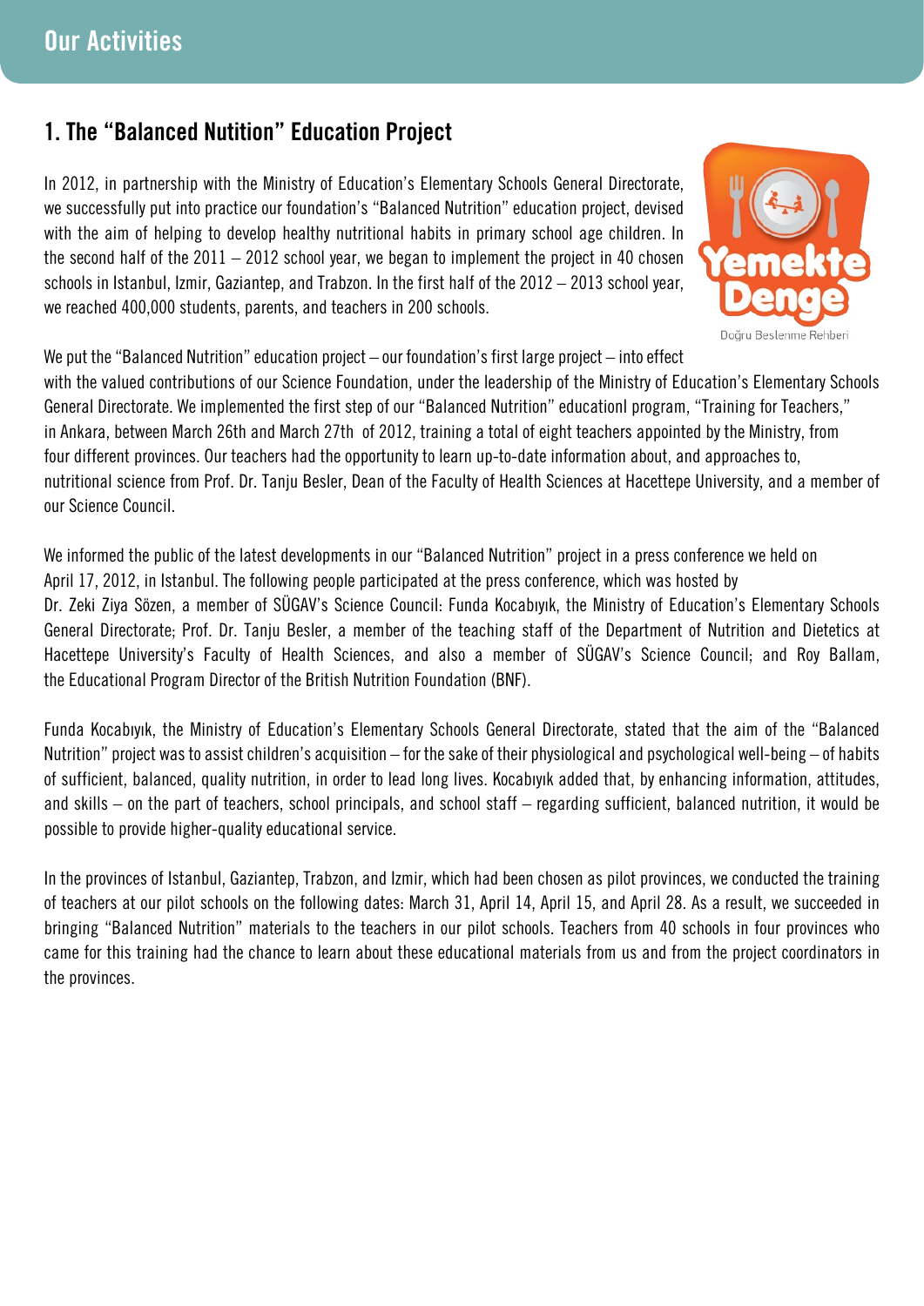## Our Activities

### 1. The "Balanced Nutition" Education Project

In 2012, in partnership with the Ministry of Education's Elementary Schools General Directorate, we successfully put into practice our foundation's "Balanced Nutrition" education project, devised with the aim of helping to develop healthy nutritional habits in primary school age children. In the second half of the 2011 – 2012 school year, we began to implement the project in 40 chosen schools in Istanbul, Izmir, Gaziantep, and Trabzon. In the first half of the 2012 – 2013 school year, we reached 400,000 students, parents, and teachers in 200 schools.

Yemekte Denge
Doğru Beslenme Rehberi

We put the "Balanced Nutrition" education project – our foundation's first large project – into effect with the valued contributions of our Science Foundation, under the leadership of the Ministry of Education's Elementary Schools General Directorate. We implemented the first step of our "Balanced Nutrition" educationl program, "Training for Teachers," in Ankara, between March 26th and March 27th of 2012, training a total of eight teachers appointed by the Ministry, from four different provinces. Our teachers had the opportunity to learn up-to-date information about, and approaches to, nutritional science from Prof. Dr. Tanju Besler, Dean of the Faculty of Health Sciences at Hacettepe University, and a member of our Science Council.

We informed the public of the latest developments in our "Balanced Nutrition" project in a press conference we held on April 17, 2012, in Istanbul. The following people participated at the press conference, which was hosted by Dr. Zeki Ziya Sözen, a member of SÜGAV's Science Council: Funda Kocabıyık, the Ministry of Education's Elementary Schools General Directorate; Prof. Dr. Tanju Besler, a member of the teaching staff of the Department of Nutrition and Dietetics at Hacettepe University's Faculty of Health Sciences, and also a member of SÜGAV's Science Council; and Roy Ballam, the Educational Program Director of the British Nutrition Foundation (BNF).

Funda Kocabıyık, the Ministry of Education's Elementary Schools General Directorate, stated that the aim of the "Balanced Nutrition" project was to assist children's acquisition – for the sake of their physiological and psychological well-being – of habits of sufficient, balanced, quality nutrition, in order to lead long lives. Kocabıyık added that, by enhancing information, attitudes, and skills – on the part of teachers, school principals, and school staff – regarding sufficient, balanced nutrition, it would be possible to provide higher-quality educational service.

In the provinces of Istanbul, Gaziantep, Trabzon, and Izmir, which had been chosen as pilot provinces, we conducted the training of teachers at our pilot schools on the following dates: March 31, April 14, April 15, and April 28. As a result, we succeeded in bringing "Balanced Nutrition" materials to the teachers in our pilot schools. Teachers from 40 schools in four provinces who came for this training had the chance to learn about these educational materials from us and from the project coordinators in the provinces.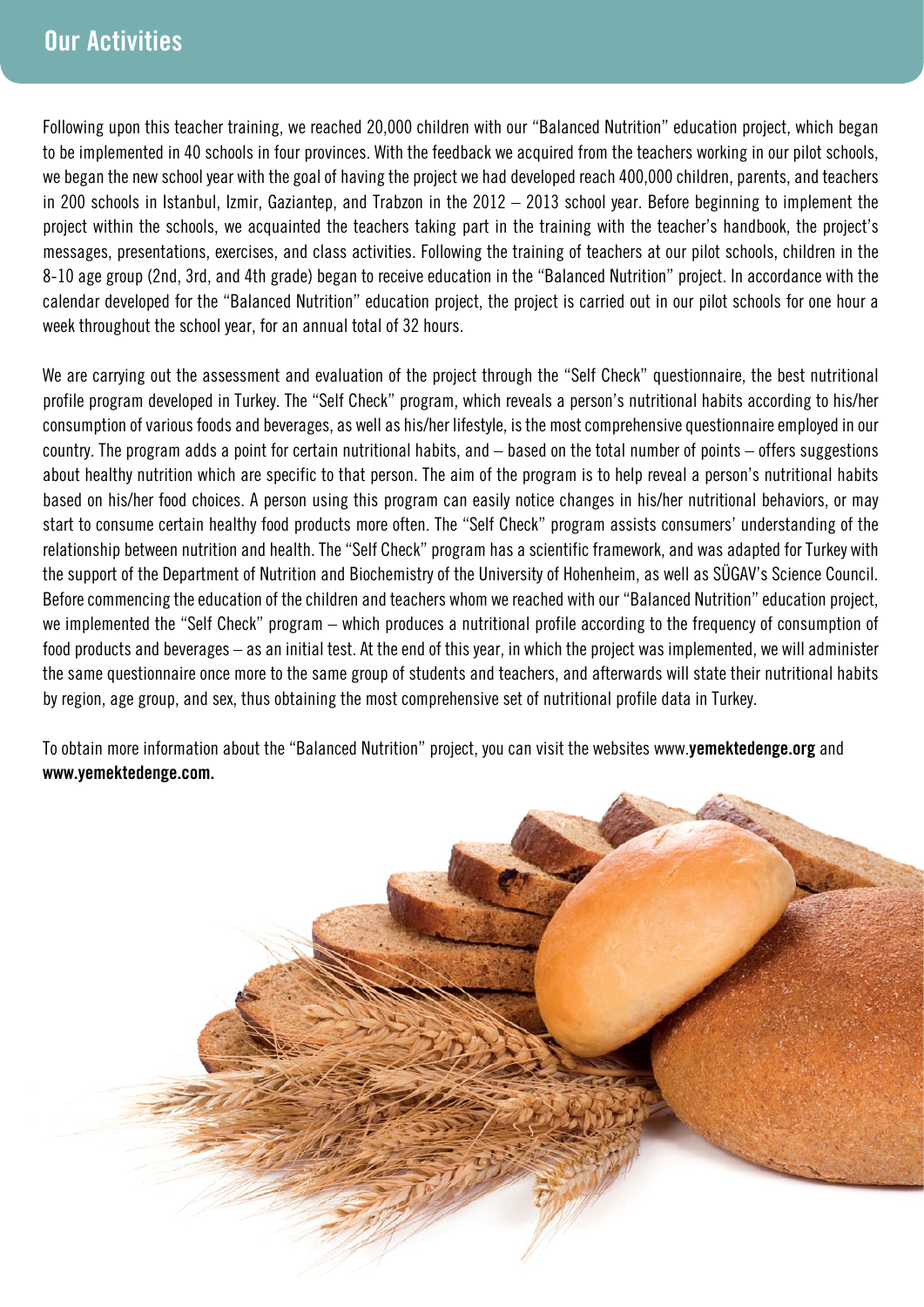## Our Activities

Following upon this teacher training, we reached 20,000 children with our "Balanced Nutrition" education project, which began to be implemented in 40 schools in four provinces. With the feedback we acquired from the teachers working in our pilot schools, we began the new school year with the goal of having the project we had developed reach 400,000 children, parents, and teachers in 200 schools in Istanbul, Izmir, Gaziantep, and Trabzon in the 2012 – 2013 school year. Before beginning to implement the project within the schools, we acquainted the teachers taking part in the training with the teacher's handbook, the project's messages, presentations, exercises, and class activities. Following the training of teachers at our pilot schools, children in the 8-10 age group (2nd, 3rd, and 4th grade) began to receive education in the "Balanced Nutrition" project. In accordance with the calendar developed for the "Balanced Nutrition" education project, the project is carried out in our pilot schools for one hour a week throughout the school year, for an annual total of 32 hours.

We are carrying out the assessment and evaluation of the project through the "Self Check" questionnaire, the best nutritional profile program developed in Turkey. The "Self Check" program, which reveals a person's nutritional habits according to his/her consumption of various foods and beverages, as well as his/her lifestyle, is the most comprehensive questionnaire employed in our country. The program adds a point for certain nutritional habits, and – based on the total number of points – offers suggestions about healthy nutrition which are specific to that person. The aim of the program is to help reveal a person's nutritional habits based on his/her food choices. A person using this program can easily notice changes in his/her nutritional behaviors, or may start to consume certain healthy food products more often. The "Self Check" program assists consumers' understanding of the relationship between nutrition and health. The "Self Check" program has a scientific framework, and was adapted for Turkey with the support of the Department of Nutrition and Biochemistry of the University of Hohenheim, as well as SÜGAV's Science Council. Before commencing the education of the children and teachers whom we reached with our "Balanced Nutrition" education project, we implemented the "Self Check" program – which produces a nutritional profile according to the frequency of consumption of food products and beverages – as an initial test. At the end of this year, in which the project was implemented, we will administer the same questionnaire once more to the same group of students and teachers, and afterwards will state their nutritional habits by region, age group, and sex, thus obtaining the most comprehensive set of nutritional profile data in Turkey.

To obtain more information about the "Balanced Nutrition" project, you can visit the websites www.**yemektedenge.org** and **www.yemektedenge.com.**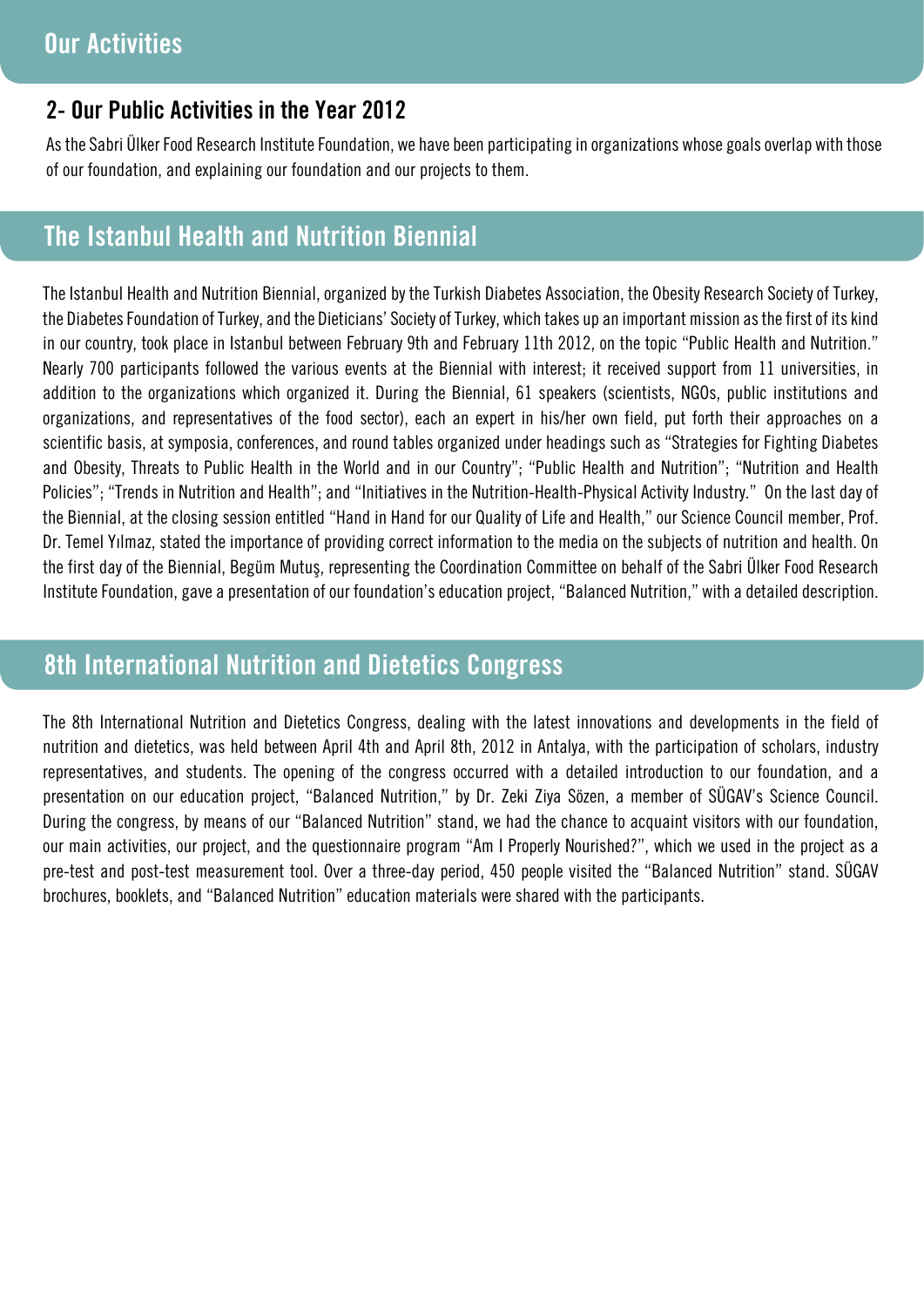# Our Activities

## 2- Our Public Activities in the Year 2012

As the Sabri Ülker Food Research Institute Foundation, we have been participating in organizations whose goals overlap with those of our foundation, and explaining our foundation and our projects to them.

## The Istanbul Health and Nutrition Biennial

The Istanbul Health and Nutrition Biennial, organized by the Turkish Diabetes Association, the Obesity Research Society of Turkey, the Diabetes Foundation of Turkey, and the Dieticians' Society of Turkey, which takes up an important mission as the first of its kind in our country, took place in Istanbul between February 9th and February 11th 2012, on the topic "Public Health and Nutrition." Nearly 700 participants followed the various events at the Biennial with interest; it received support from 11 universities, in addition to the organizations which organized it. During the Biennial, 61 speakers (scientists, NGOs, public institutions and organizations, and representatives of the food sector), each an expert in his/her own field, put forth their approaches on a scientific basis, at symposia, conferences, and round tables organized under headings such as "Strategies for Fighting Diabetes and Obesity, Threats to Public Health in the World and in our Country"; "Public Health and Nutrition"; "Nutrition and Health Policies"; "Trends in Nutrition and Health"; and "Initiatives in the Nutrition-Health-Physical Activity Industry." On the last day of the Biennial, at the closing session entitled "Hand in Hand for our Quality of Life and Health," our Science Council member, Prof. Dr. Temel Yılmaz, stated the importance of providing correct information to the media on the subjects of nutrition and health. On the first day of the Biennial, Begüm Mutuş, representing the Coordination Committee on behalf of the Sabri Ülker Food Research Institute Foundation, gave a presentation of our foundation's education project, "Balanced Nutrition," with a detailed description.

## 8th International Nutrition and Dietetics Congress

The 8th International Nutrition and Dietetics Congress, dealing with the latest innovations and developments in the field of nutrition and dietetics, was held between April 4th and April 8th, 2012 in Antalya, with the participation of scholars, industry representatives, and students. The opening of the congress occurred with a detailed introduction to our foundation, and a presentation on our education project, "Balanced Nutrition," by Dr. Zeki Ziya Sözen, a member of SÜGAV's Science Council. During the congress, by means of our "Balanced Nutrition" stand, we had the chance to acquaint visitors with our foundation, our main activities, our project, and the questionnaire program "Am I Properly Nourished?", which we used in the project as a pre-test and post-test measurement tool. Over a three-day period, 450 people visited the "Balanced Nutrition" stand. SÜGAV brochures, booklets, and "Balanced Nutrition" education materials were shared with the participants.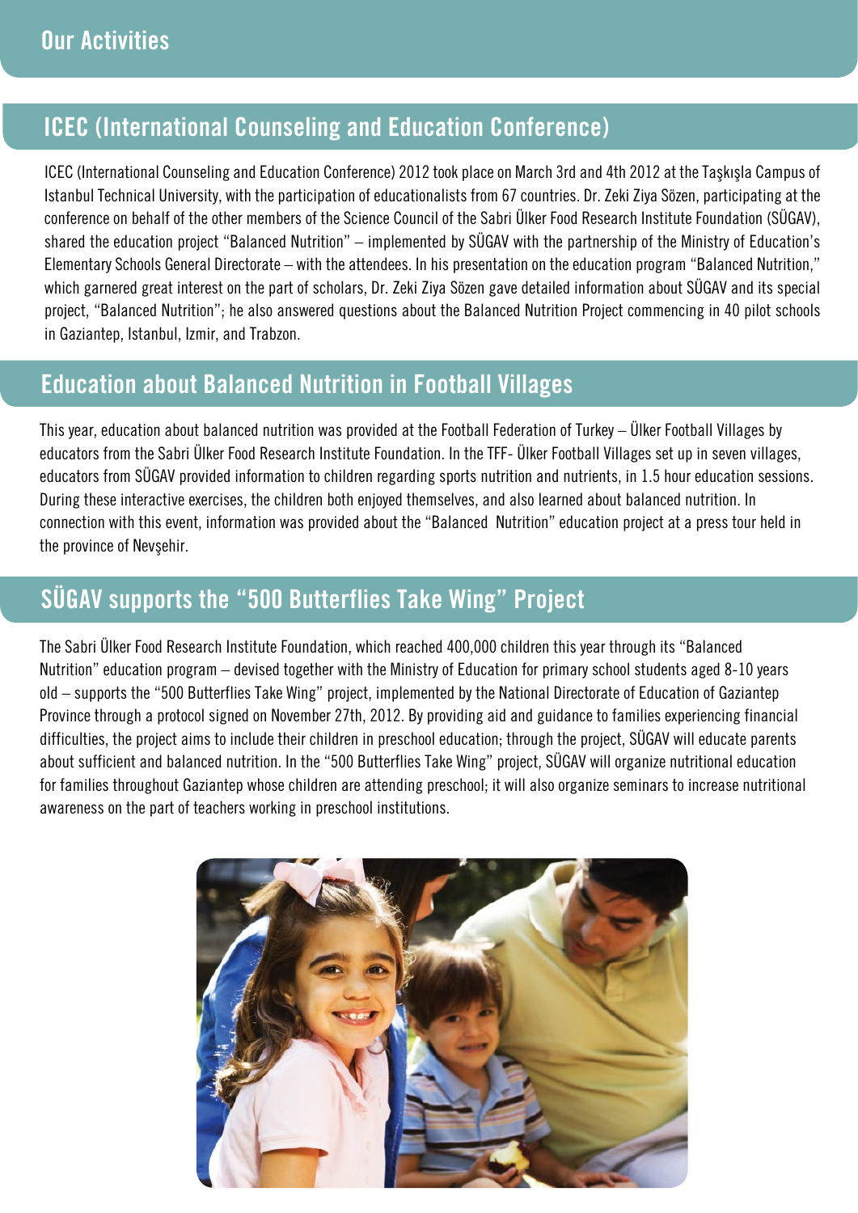# Our Activities

## ICEC (International Counseling and Education Conference)

ICEC (International Counseling and Education Conference) 2012 took place on March 3rd and 4th 2012 at the Taşkışla Campus of Istanbul Technical University, with the participation of educationalists from 67 countries. Dr. Zeki Ziya Sözen, participating at the conference on behalf of the other members of the Science Council of the Sabri Ülker Food Research Institute Foundation (SÜGAV), shared the education project "Balanced Nutrition" – implemented by SÜGAV with the partnership of the Ministry of Education's Elementary Schools General Directorate – with the attendees. In his presentation on the education program "Balanced Nutrition," which garnered great interest on the part of scholars, Dr. Zeki Ziya Sözen gave detailed information about SÜGAV and its special project, "Balanced Nutrition"; he also answered questions about the Balanced Nutrition Project commencing in 40 pilot schools in Gaziantep, Istanbul, Izmir, and Trabzon.

## Education about Balanced Nutrition in Football Villages

This year, education about balanced nutrition was provided at the Football Federation of Turkey – Ülker Football Villages by educators from the Sabri Ülker Food Research Institute Foundation. In the TFF- Ülker Football Villages set up in seven villages, educators from SÜGAV provided information to children regarding sports nutrition and nutrients, in 1.5 hour education sessions. During these interactive exercises, the children both enjoyed themselves, and also learned about balanced nutrition. In connection with this event, information was provided about the "Balanced Nutrition" education project at a press tour held in the province of Nevşehir.

## SÜGAV supports the "500 Butterflies Take Wing" Project

The Sabri Ülker Food Research Institute Foundation, which reached 400,000 children this year through its "Balanced Nutrition" education program – devised together with the Ministry of Education for primary school students aged 8-10 years old – supports the "500 Butterflies Take Wing" project, implemented by the National Directorate of Education of Gaziantep Province through a protocol signed on November 27th, 2012. By providing aid and guidance to families experiencing financial difficulties, the project aims to include their children in preschool education; through the project, SÜGAV will educate parents about sufficient and balanced nutrition. In the "500 Butterflies Take Wing" project, SÜGAV will organize nutritional education for families throughout Gaziantep whose children are attending preschool; it will also organize seminars to increase nutritional awareness on the part of teachers working in preschool institutions.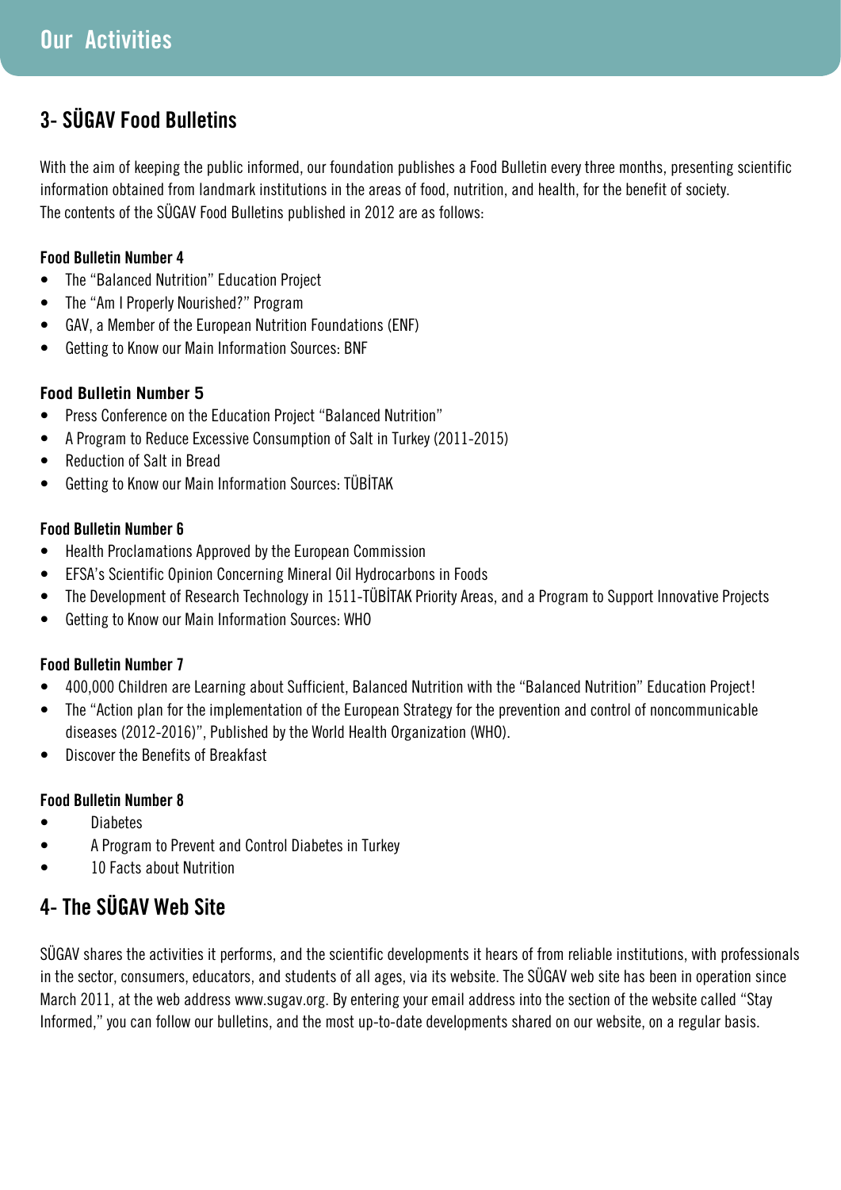## Our Activities

### 3- SÜGAV Food Bulletins

With the aim of keeping the public informed, our foundation publishes a Food Bulletin every three months, presenting scientific information obtained from landmark institutions in the areas of food, nutrition, and health, for the benefit of society.
The contents of the SÜGAV Food Bulletins published in 2012 are as follows:

**Food Bulletin Number 4**

- The "Balanced Nutrition" Education Project
- The "Am I Properly Nourished?" Program
- GAV, a Member of the European Nutrition Foundations (ENF)
- Getting to Know our Main Information Sources: BNF

**Food Bulletin Number 5**

- Press Conference on the Education Project "Balanced Nutrition"
- A Program to Reduce Excessive Consumption of Salt in Turkey (2011-2015)
- Reduction of Salt in Bread
- Getting to Know our Main Information Sources: TÜBİTAK

**Food Bulletin Number 6**

- Health Proclamations Approved by the European Commission
- EFSA's Scientific Opinion Concerning Mineral Oil Hydrocarbons in Foods
- The Development of Research Technology in 1511-TÜBİTAK Priority Areas, and a Program to Support Innovative Projects
- Getting to Know our Main Information Sources: WHO

**Food Bulletin Number 7**

- 400,000 Children are Learning about Sufficient, Balanced Nutrition with the "Balanced Nutrition" Education Project!
- The "Action plan for the implementation of the European Strategy for the prevention and control of noncommunicable diseases (2012-2016)", Published by the World Health Organization (WHO).
- Discover the Benefits of Breakfast

**Food Bulletin Number 8**

- Diabetes
- A Program to Prevent and Control Diabetes in Turkey
- 10 Facts about Nutrition

### 4- The SÜGAV Web Site

SÜGAV shares the activities it performs, and the scientific developments it hears of from reliable institutions, with professionals in the sector, consumers, educators, and students of all ages, via its website. The SÜGAV web site has been in operation since March 2011, at the web address www.sugav.org. By entering your email address into the section of the website called "Stay Informed," you can follow our bulletins, and the most up-to-date developments shared on our website, on a regular basis.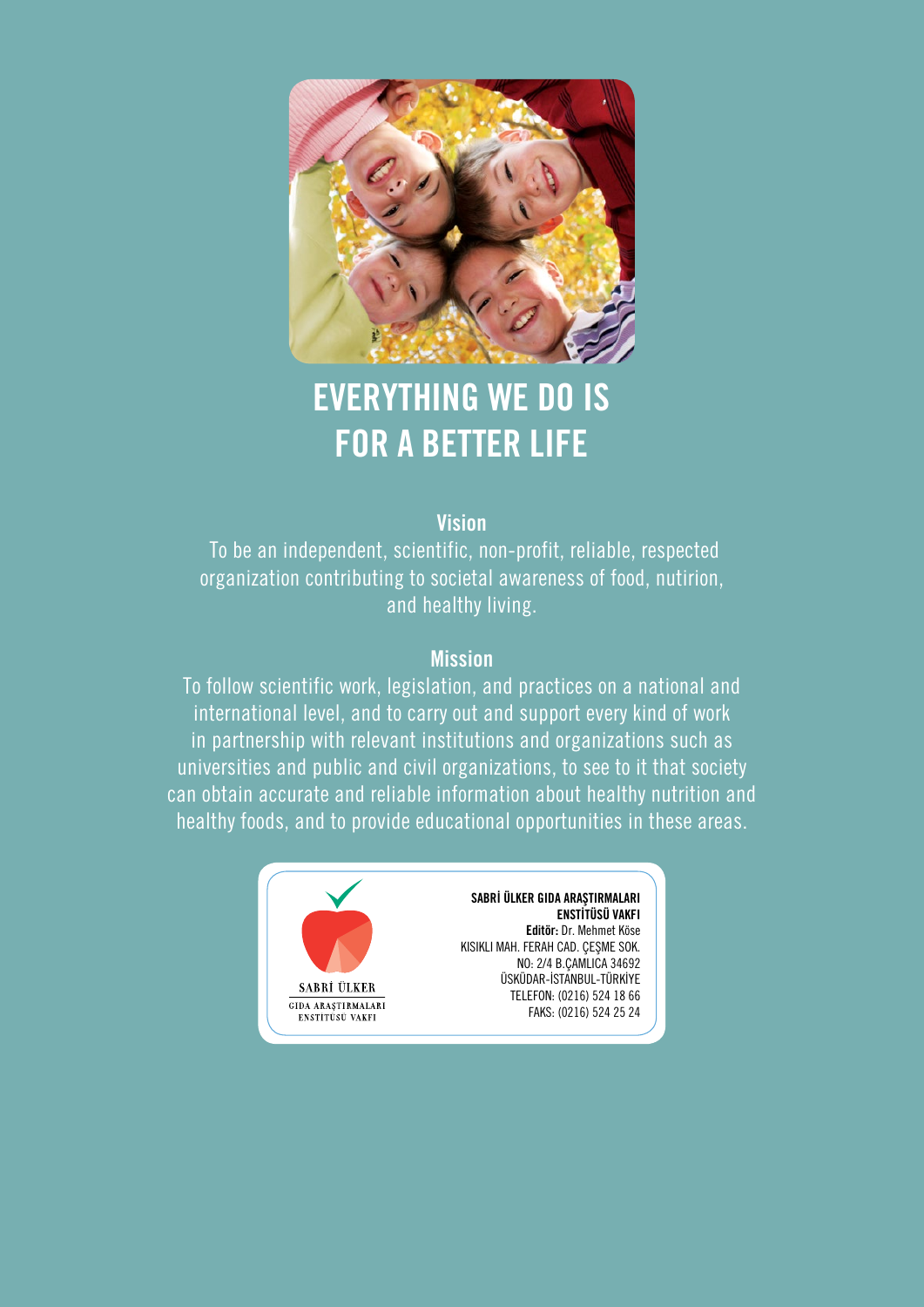# EVERYTHING WE DO IS FOR A BETTER LIFE

**Vision**

To be an independent, scientific, non-profit, reliable, respected organization contributing to societal awareness of food, nutirion, and healthy living.

**Mission**

To follow scientific work, legislation, and practices on a national and international level, and to carry out and support every kind of work in partnership with relevant institutions and organizations such as universities and public and civil organizations, to see to it that society can obtain accurate and reliable information about healthy nutrition and healthy foods, and to provide educational opportunities in these areas.

SABRİ ÜLKER
GIDA ARAŞTIRMALARI
ENSTİTÜSÜ VAKFI

**SABRİ ÜLKER GIDA ARAŞTIRMALARI ENSTİTÜSÜ VAKFI**
**Editör:** Dr. Mehmet Köse
KISIKLI MAH. FERAH CAD. ÇEŞME SOK.
NO: 2/4 B.ÇAMLICA 34692
ÜSKÜDAR-İSTANBUL-TÜRKİYE
TELEFON: (0216) 524 18 66
FAKS: (0216) 524 25 24